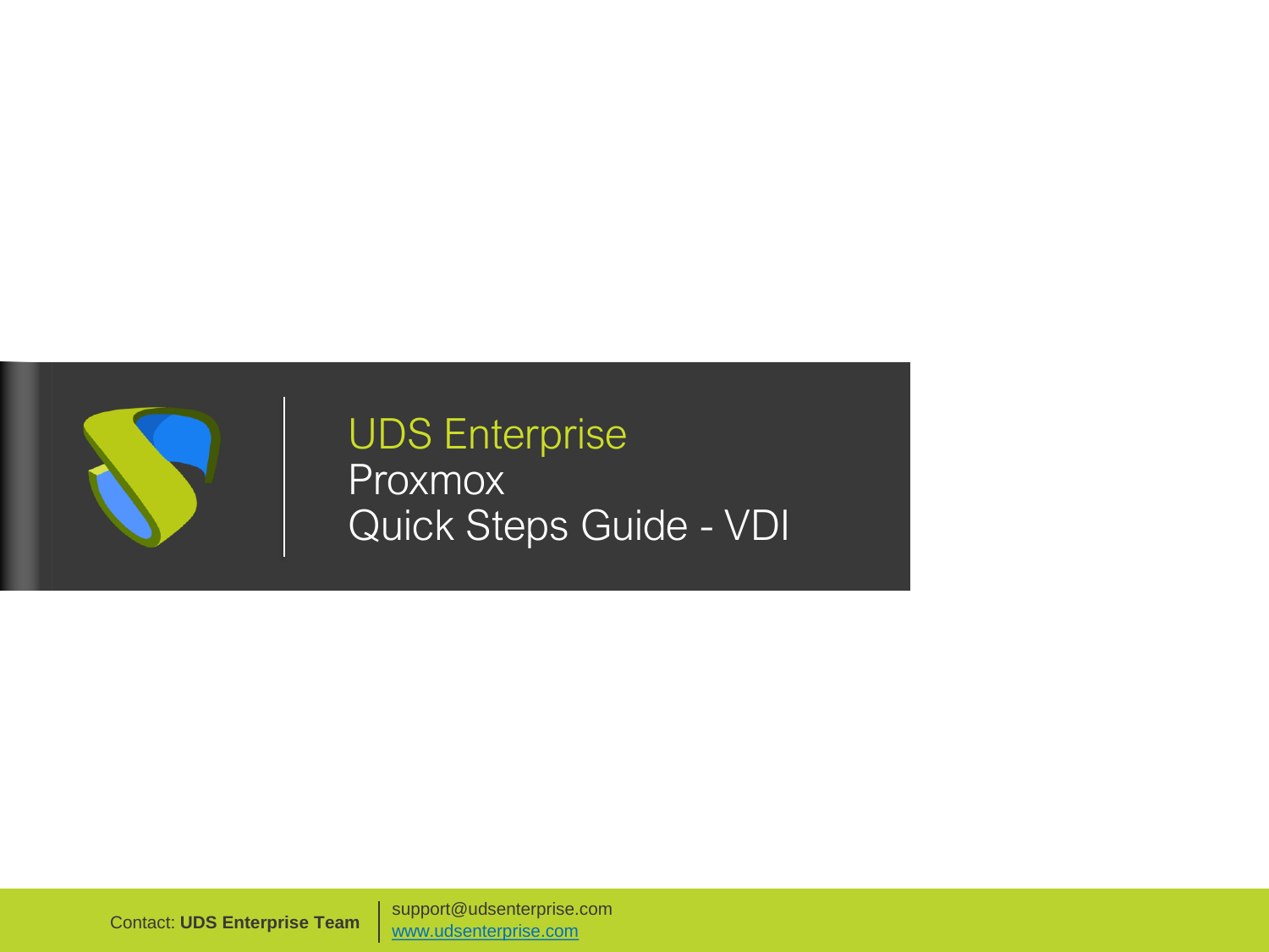# UDS Enterprise
## Proxmox
## Quick Steps Guide - VDI

Contact: **UDS Enterprise Team** | support@udsenterprise.com
www.udsenterprise.com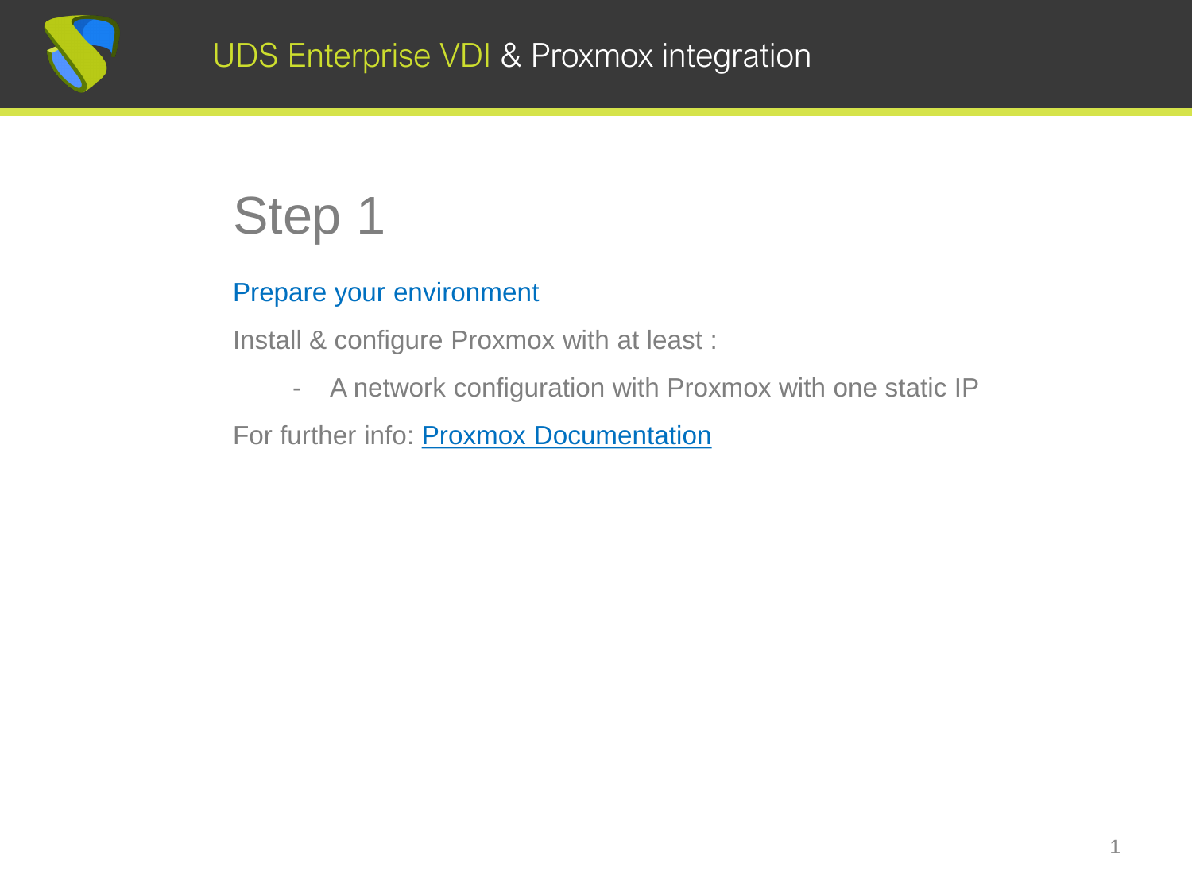# Step 1

## Prepare your environment

Install & configure Proxmox with at least :

- A network configuration with Proxmox with one static IP

For further info: [Proxmox Documentation]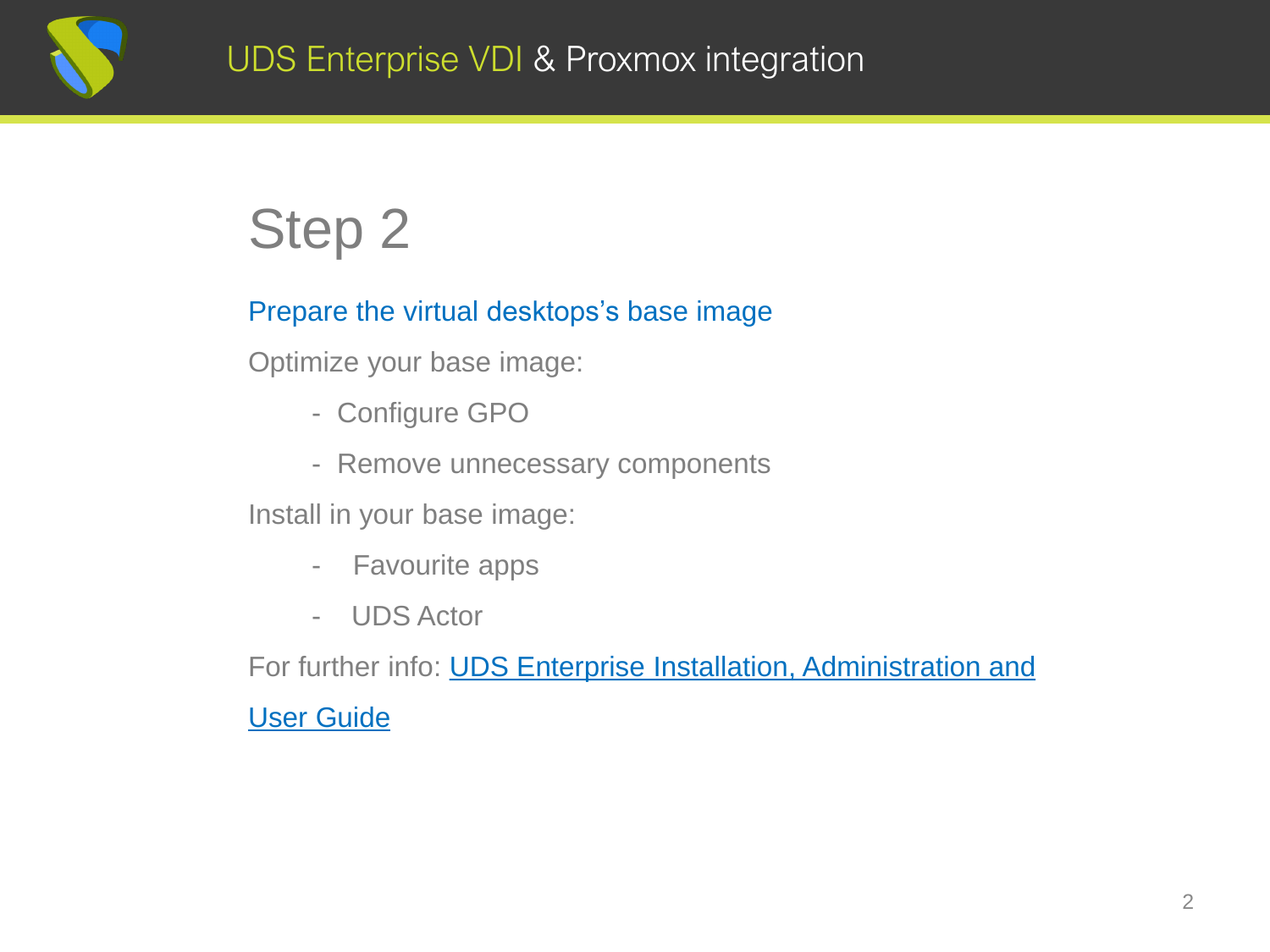# Step 2

## Prepare the virtual desktops's base image

Optimize your base image:

- Configure GPO
- Remove unnecessary components

Install in your base image:

- Favourite apps
- UDS Actor

For further info: [UDS Enterprise Installation, Administration and User Guide]()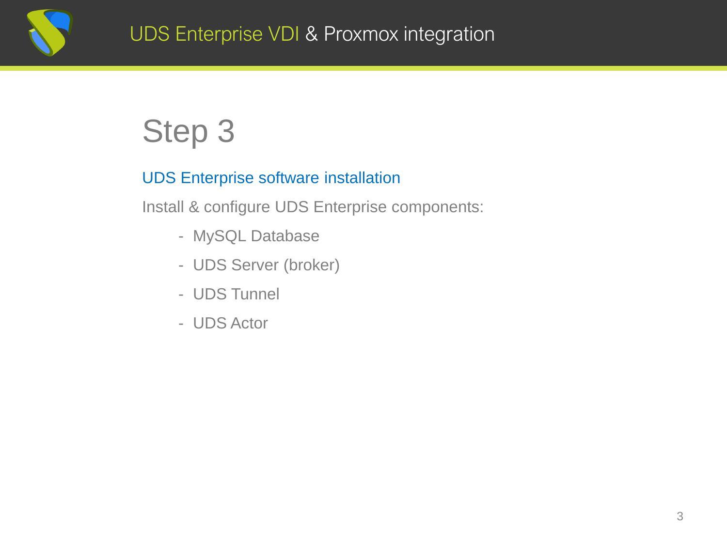# Step 3

## UDS Enterprise software installation

Install & configure UDS Enterprise components:

- MySQL Database
- UDS Server (broker)
- UDS Tunnel
- UDS Actor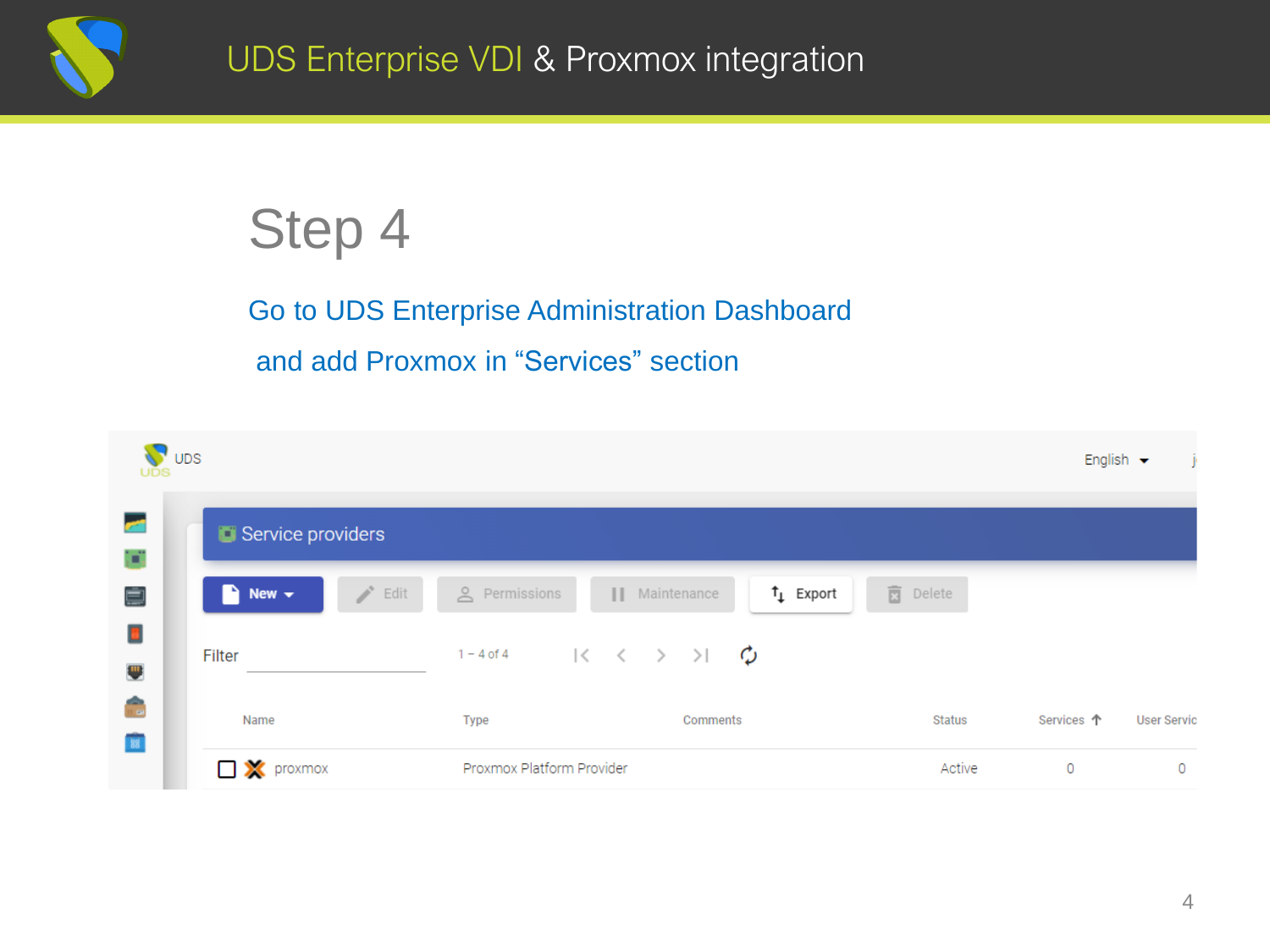# Step 4

Go to UDS Enterprise Administration Dashboard

and add Proxmox in “Services” section

UDS

English

Service providers

New | Edit | Permissions | Maintenance | Export | Delete

Filter

1 – 4 of 4

| Name | Type | Comments | Status | Services | User Servic |
| --- | --- | --- | --- | --- | --- |
| proxmox | Proxmox Platform Provider | | Active | 0 | 0 |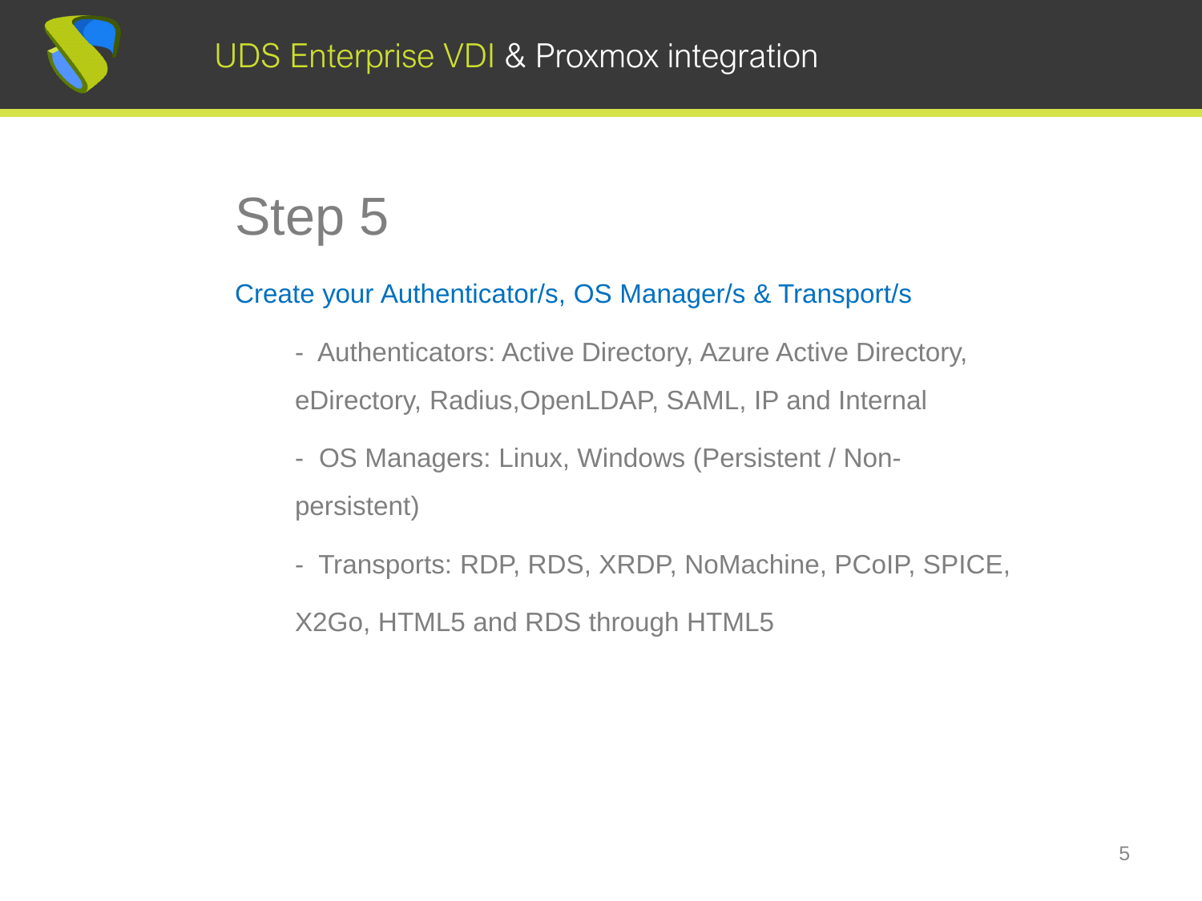# Step 5

Create your Authenticator/s, OS Manager/s & Transport/s

- Authenticators: Active Directory, Azure Active Directory, eDirectory, Radius,OpenLDAP, SAML, IP and Internal
- OS Managers: Linux, Windows (Persistent / Non-persistent)
- Transports: RDP, RDS, XRDP, NoMachine, PCoIP, SPICE, X2Go, HTML5 and RDS through HTML5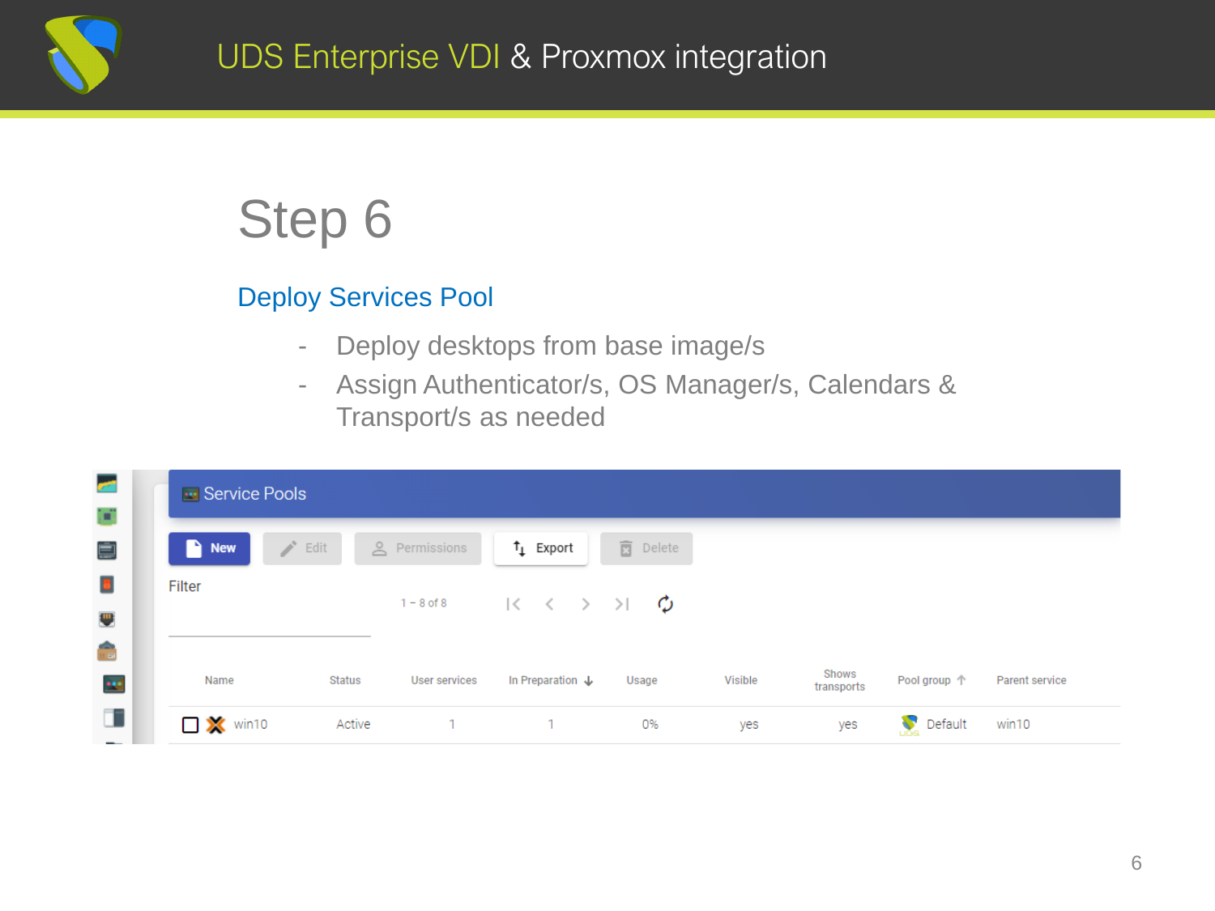# Step 6

## Deploy Services Pool

- Deploy desktops from base image/s
- Assign Authenticator/s, OS Manager/s, Calendars & Transport/s as needed

Service Pools

New | Edit | Permissions | Export | Delete

Filter

1 – 8 of 8

| Name | Status | User services | In Preparation | Usage | Visible | Shows transports | Pool group | Parent service |
|---|---|---|---|---|---|---|---|---|
| win10 | Active | 1 | 1 | 0% | yes | yes | Default | win10 |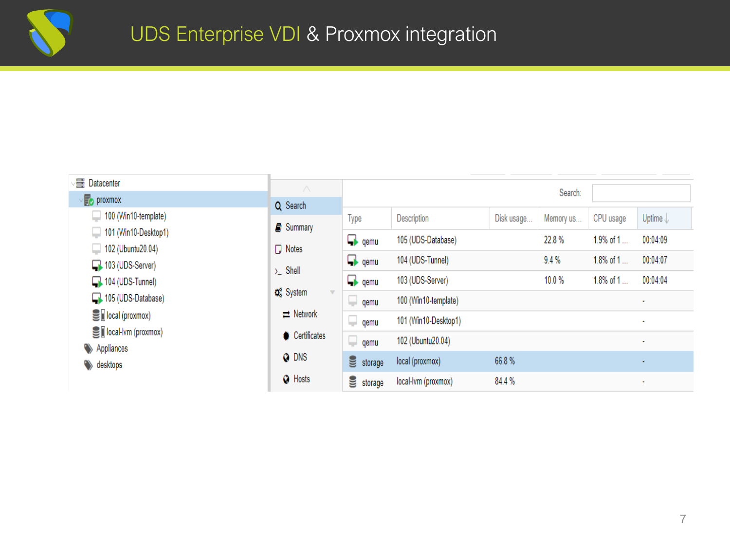# UDS Enterprise VDI & Proxmox integration

- Datacenter
  - proxmox
    - 100 (Win10-template)
    - 101 (Win10-Desktop1)
    - 102 (Ubuntu20.04)
    - 103 (UDS-Server)
    - 104 (UDS-Tunnel)
    - 105 (UDS-Database)
    - local (proxmox)
    - local-lvm (proxmox)
  - Appliances
  - desktops

- Search
- Summary
- Notes
- Shell
- System
  - Network
  - Certificates
  - DNS
  - Hosts

Search:

| Type | Description | Disk usage... | Memory us... | CPU usage | Uptime ↓ |
|---|---|---|---|---|---|
| qemu | 105 (UDS-Database) | | 22.8 % | 1.9% of 1 ... | 00:04:09 |
| qemu | 104 (UDS-Tunnel) | | 9.4 % | 1.8% of 1 ... | 00:04:07 |
| qemu | 103 (UDS-Server) | | 10.0 % | 1.8% of 1 ... | 00:04:04 |
| qemu | 100 (Win10-template) | | | | - |
| qemu | 101 (Win10-Desktop1) | | | | - |
| qemu | 102 (Ubuntu20.04) | | | | - |
| storage | local (proxmox) | 66.8 % | | | - |
| storage | local-lvm (proxmox) | 84.4 % | | | - |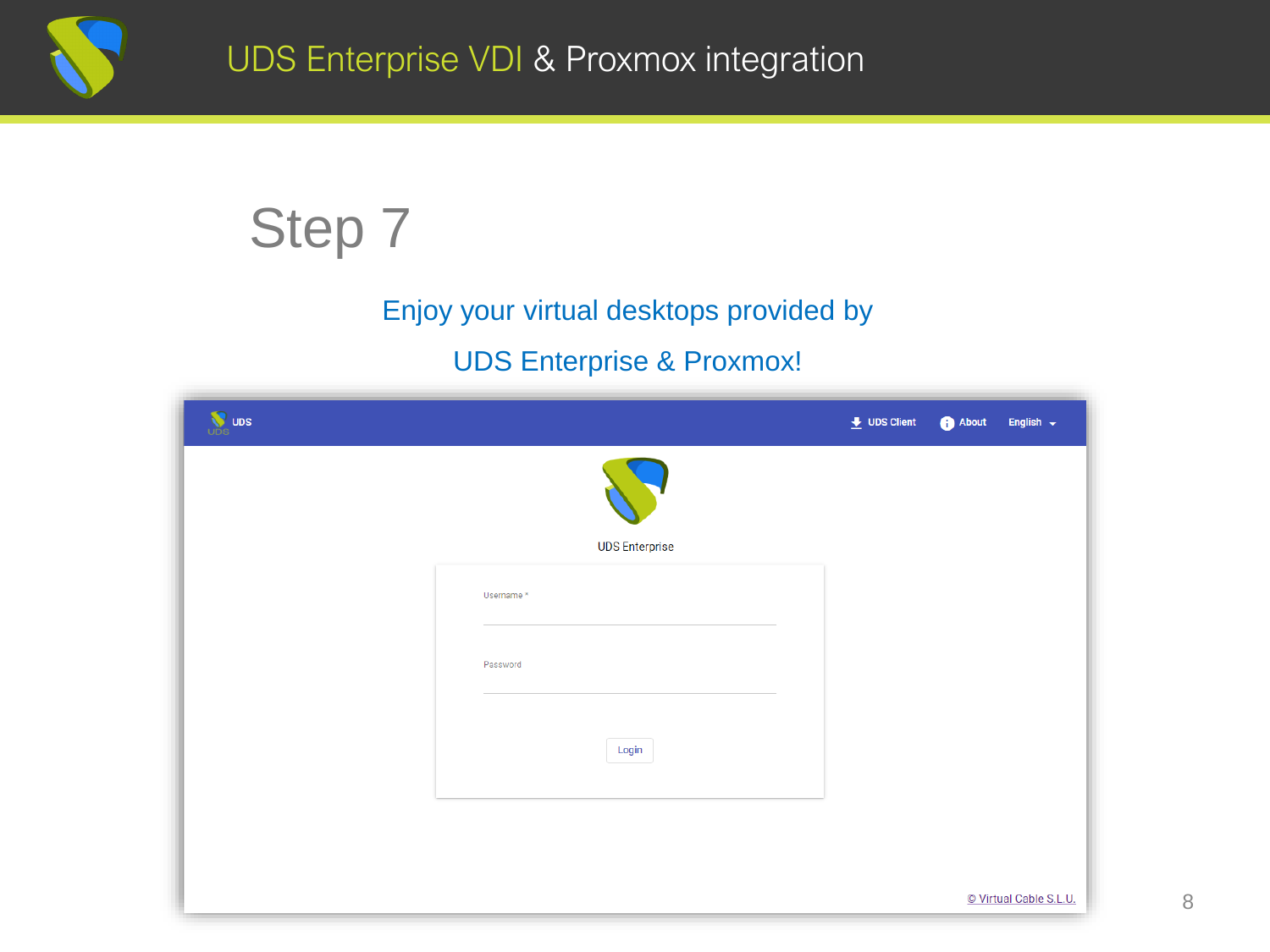# Step 7

Enjoy your virtual desktops provided by

UDS Enterprise & Proxmox!

UDS    UDS Client    About    English

UDS Enterprise

Username *

Password

Login

© Virtual Cable S.L.U.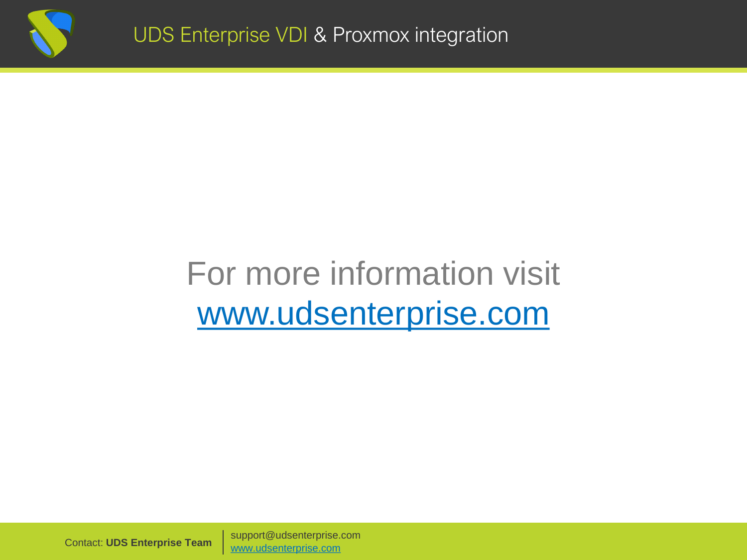For more information visit

www.udsenterprise.com